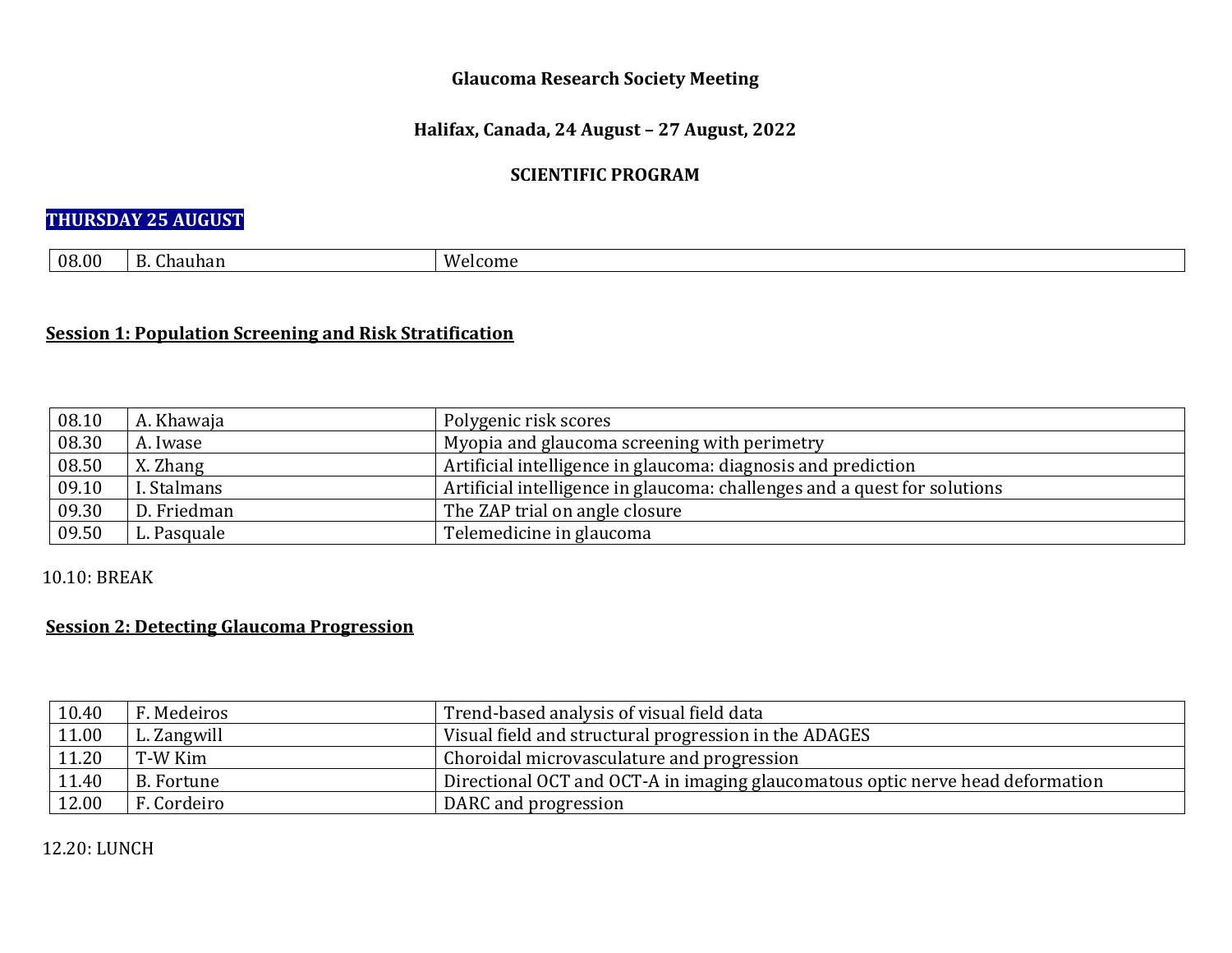**Glaucoma Research Society Meeting**

**Halifax, Canada, 24 August – 27 August, 2022**

**SCIENTIFIC PROGRAM**

**THURSDAY 25 AUGUST**

| | | |
|---|---|---|
| 08.00 | B. Chauhan | Welcome |

**Session 1: Population Screening and Risk Stratification**

| | | |
|---|---|---|
| 08.10 | A. Khawaja | Polygenic risk scores |
| 08.30 | A. Iwase | Myopia and glaucoma screening with perimetry |
| 08.50 | X. Zhang | Artificial intelligence in glaucoma: diagnosis and prediction |
| 09.10 | I. Stalmans | Artificial intelligence in glaucoma: challenges and a quest for solutions |
| 09.30 | D. Friedman | The ZAP trial on angle closure |
| 09.50 | L. Pasquale | Telemedicine in glaucoma |

10.10: BREAK

**Session 2: Detecting Glaucoma Progression**

| | | |
|---|---|---|
| 10.40 | F. Medeiros | Trend-based analysis of visual field data |
| 11.00 | L. Zangwill | Visual field and structural progression in the ADAGES |
| 11.20 | T-W Kim | Choroidal microvasculature and progression |
| 11.40 | B. Fortune | Directional OCT and OCT-A in imaging glaucomatous optic nerve head deformation |
| 12.00 | F. Cordeiro | DARC and progression |

12.20: LUNCH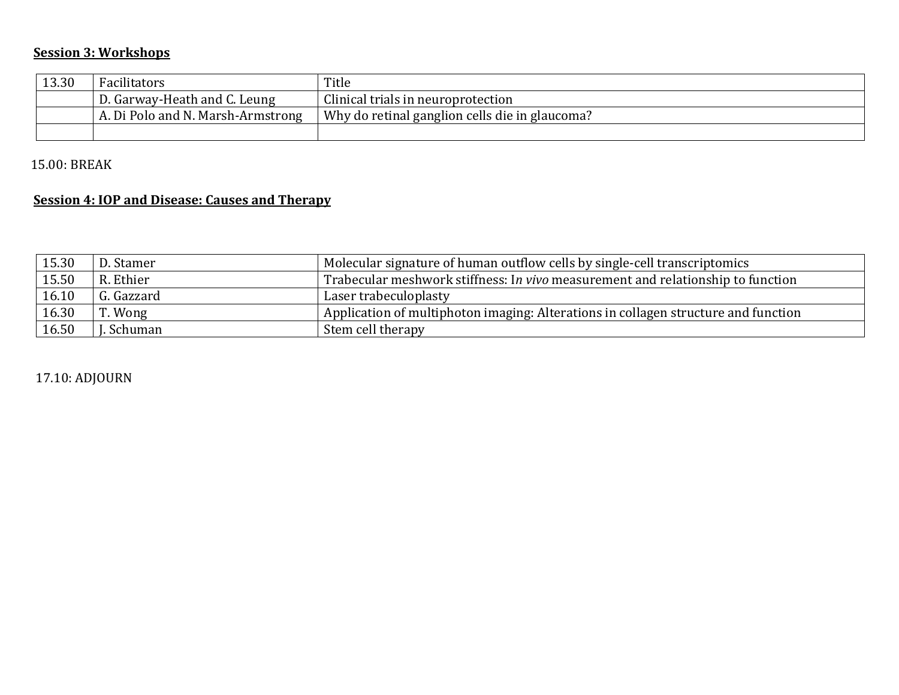**Session 3: Workshops**

| 13.30 | Facilitators | Title |
|---|---|---|
| | D. Garway-Heath and C. Leung | Clinical trials in neuroprotection |
| | A. Di Polo and N. Marsh-Armstrong | Why do retinal ganglion cells die in glaucoma? |
| | | |

15.00: BREAK

**Session 4: IOP and Disease: Causes and Therapy**

| | | |
|---|---|---|
| 15.30 | D. Stamer | Molecular signature of human outflow cells by single-cell transcriptomics |
| 15.50 | R. Ethier | Trabecular meshwork stiffness: I*n vivo* measurement and relationship to function |
| 16.10 | G. Gazzard | Laser trabeculoplasty |
| 16.30 | T. Wong | Application of multiphoton imaging: Alterations in collagen structure and function |
| 16.50 | J. Schuman | Stem cell therapy |

17.10: ADJOURN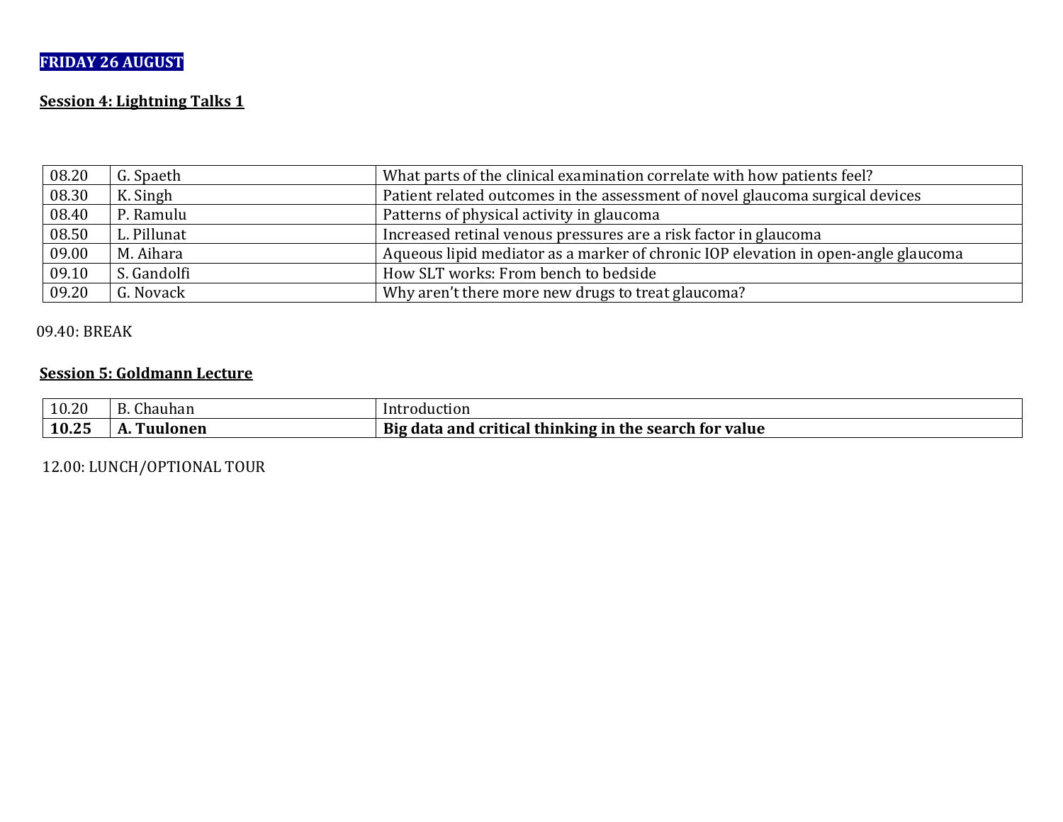**FRIDAY 26 AUGUST**

## Session 4: Lightning Talks 1

| | | |
|---|---|---|
| 08.20 | G. Spaeth | What parts of the clinical examination correlate with how patients feel? |
| 08.30 | K. Singh | Patient related outcomes in the assessment of novel glaucoma surgical devices |
| 08.40 | P. Ramulu | Patterns of physical activity in glaucoma |
| 08.50 | L. Pillunat | Increased retinal venous pressures are a risk factor in glaucoma |
| 09.00 | M. Aihara | Aqueous lipid mediator as a marker of chronic IOP elevation in open-angle glaucoma |
| 09.10 | S. Gandolfi | How SLT works: From bench to bedside |
| 09.20 | G. Novack | Why aren't there more new drugs to treat glaucoma? |

09.40: BREAK

## Session 5: Goldmann Lecture

| | | |
|---|---|---|
| 10.20 | B. Chauhan | Introduction |
| **10.25** | **A. Tuulonen** | **Big data and critical thinking in the search for value** |

12.00: LUNCH/OPTIONAL TOUR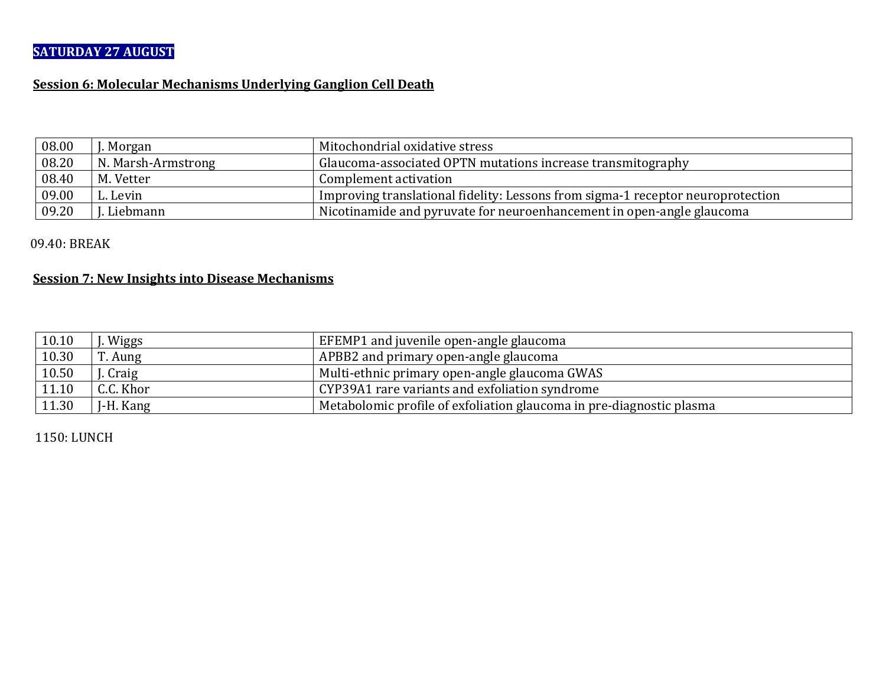**SATURDAY 27 AUGUST**

**Session 6: Molecular Mechanisms Underlying Ganglion Cell Death**

| | | |
|---|---|---|
| 08.00 | J. Morgan | Mitochondrial oxidative stress |
| 08.20 | N. Marsh-Armstrong | Glaucoma-associated OPTN mutations increase transmitography |
| 08.40 | M. Vetter | Complement activation |
| 09.00 | L. Levin | Improving translational fidelity: Lessons from sigma-1 receptor neuroprotection |
| 09.20 | J. Liebmann | Nicotinamide and pyruvate for neuroenhancement in open-angle glaucoma |

09.40: BREAK

**Session 7: New Insights into Disease Mechanisms**

| | | |
|---|---|---|
| 10.10 | J. Wiggs | EFEMP1 and juvenile open-angle glaucoma |
| 10.30 | T. Aung | APBB2 and primary open-angle glaucoma |
| 10.50 | J. Craig | Multi-ethnic primary open-angle glaucoma GWAS |
| 11.10 | C.C. Khor | CYP39A1 rare variants and exfoliation syndrome |
| 11.30 | J-H. Kang | Metabolomic profile of exfoliation glaucoma in pre-diagnostic plasma |

1150: LUNCH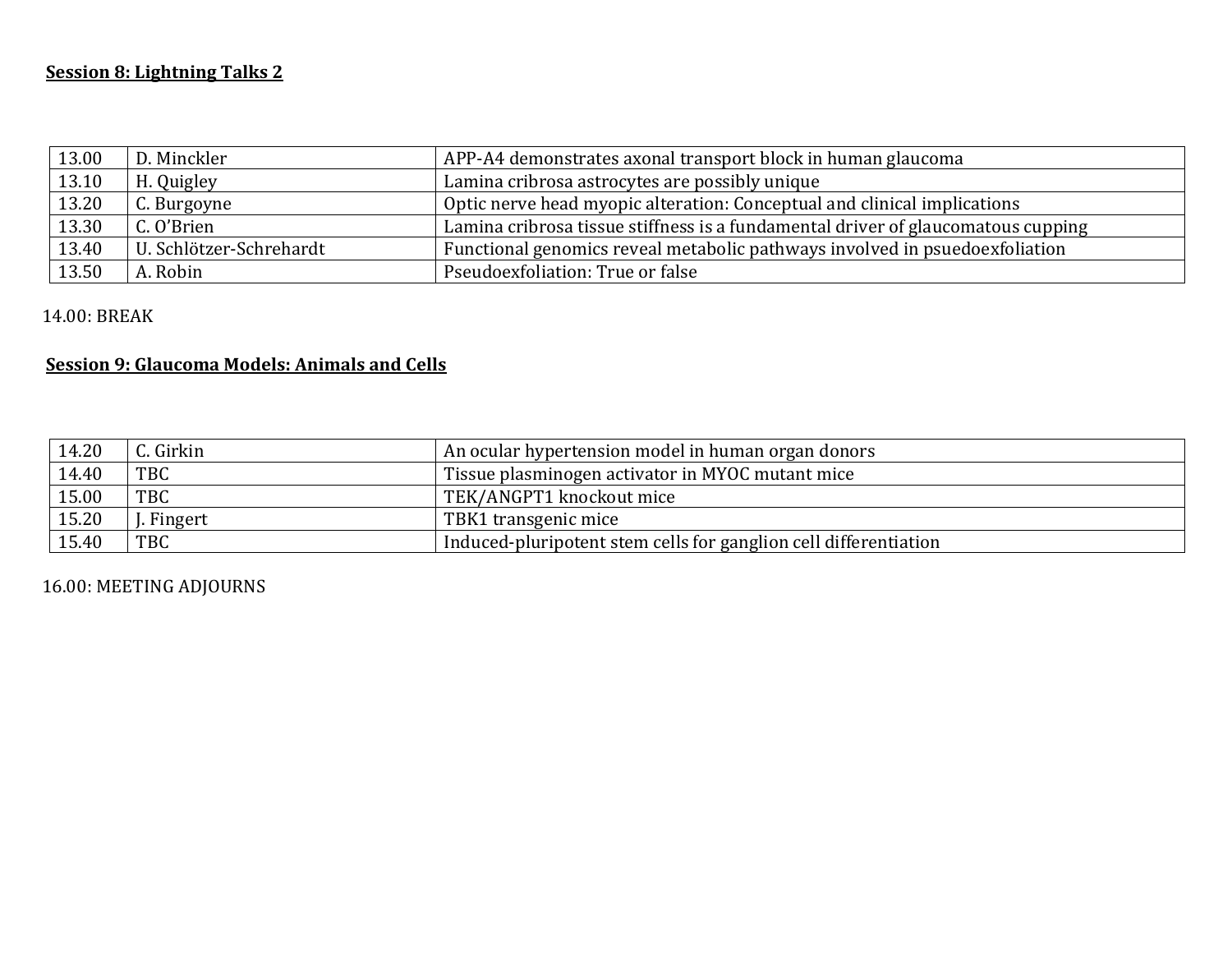**Session 8: Lightning Talks 2**

| | | |
|---|---|---|
| 13.00 | D. Minckler | APP-A4 demonstrates axonal transport block in human glaucoma |
| 13.10 | H. Quigley | Lamina cribrosa astrocytes are possibly unique |
| 13.20 | C. Burgoyne | Optic nerve head myopic alteration: Conceptual and clinical implications |
| 13.30 | C. O'Brien | Lamina cribrosa tissue stiffness is a fundamental driver of glaucomatous cupping |
| 13.40 | U. Schlötzer-Schrehardt | Functional genomics reveal metabolic pathways involved in psuedoexfoliation |
| 13.50 | A. Robin | Pseudoexfoliation: True or false |

14.00: BREAK

**Session 9: Glaucoma Models: Animals and Cells**

| | | |
|---|---|---|
| 14.20 | C. Girkin | An ocular hypertension model in human organ donors |
| 14.40 | TBC | Tissue plasminogen activator in MYOC mutant mice |
| 15.00 | TBC | TEK/ANGPT1 knockout mice |
| 15.20 | J. Fingert | TBK1 transgenic mice |
| 15.40 | TBC | Induced-pluripotent stem cells for ganglion cell differentiation |

16.00: MEETING ADJOURNS